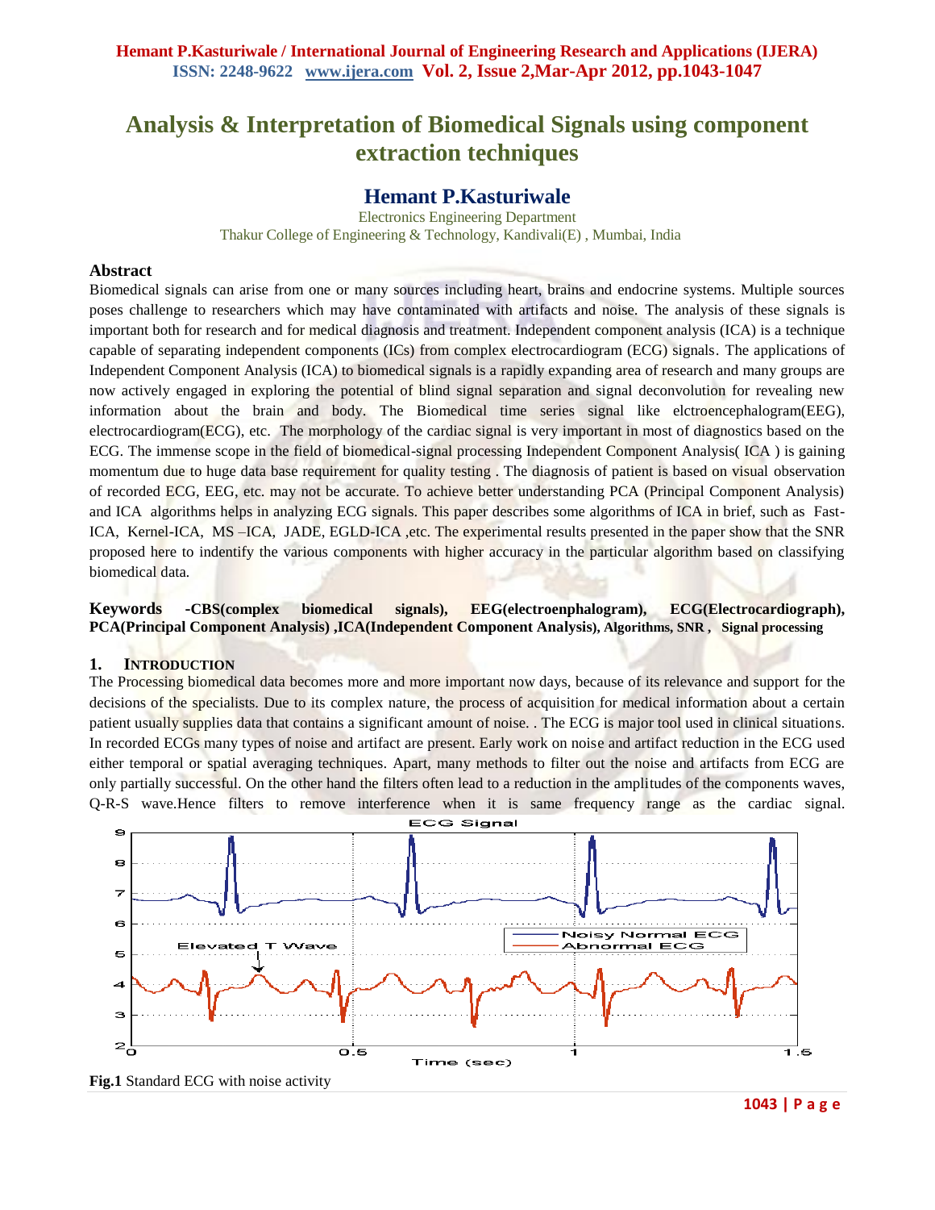# Analysis & Interpretation of Biomedical Signals using component extraction techniques

## Hemant P.Kasturiwale

Electronics Engineering Department
Thakur College of Engineering & Technology, Kandivali(E) , Mumbai, India

### Abstract

Biomedical signals can arise from one or many sources including heart, brains and endocrine systems. Multiple sources poses challenge to researchers which may have contaminated with artifacts and noise. The analysis of these signals is important both for research and for medical diagnosis and treatment. Independent component analysis (ICA) is a technique capable of separating independent components (ICs) from complex electrocardiogram (ECG) signals. The applications of Independent Component Analysis (ICA) to biomedical signals is a rapidly expanding area of research and many groups are now actively engaged in exploring the potential of blind signal separation and signal deconvolution for revealing new information about the brain and body. The Biomedical time series signal like elctroencephalogram(EEG), electrocardiogram(ECG), etc. The morphology of the cardiac signal is very important in most of diagnostics based on the ECG. The immense scope in the field of biomedical-signal processing Independent Component Analysis( ICA ) is gaining momentum due to huge data base requirement for quality testing . The diagnosis of patient is based on visual observation of recorded ECG, EEG, etc. may not be accurate. To achieve better understanding PCA (Principal Component Analysis) and ICA algorithms helps in analyzing ECG signals. This paper describes some algorithms of ICA in brief, such as Fast-ICA, Kernel-ICA, MS –ICA, JADE, EGLD-ICA ,etc. The experimental results presented in the paper show that the SNR proposed here to indentify the various components with higher accuracy in the particular algorithm based on classifying biomedical data.

**Keywords -CBS(complex biomedical signals), EEG(electroenphalogram), ECG(Electrocardiograph), PCA(Principal Component Analysis) ,ICA(Independent Component Analysis), Algorithms, SNR , Signal processing**

### 1. Introduction

The Processing biomedical data becomes more and more important now days, because of its relevance and support for the decisions of the specialists. Due to its complex nature, the process of acquisition for medical information about a certain patient usually supplies data that contains a significant amount of noise. . The ECG is major tool used in clinical situations. In recorded ECGs many types of noise and artifact are present. Early work on noise and artifact reduction in the ECG used either temporal or spatial averaging techniques. Apart, many methods to filter out the noise and artifacts from ECG are only partially successful. On the other hand the filters often lead to a reduction in the amplitudes of the components waves, Q-R-S wave.Hence filters to remove interference when it is same frequency range as the cardiac signal.

**Fig.1** Standard ECG with noise activity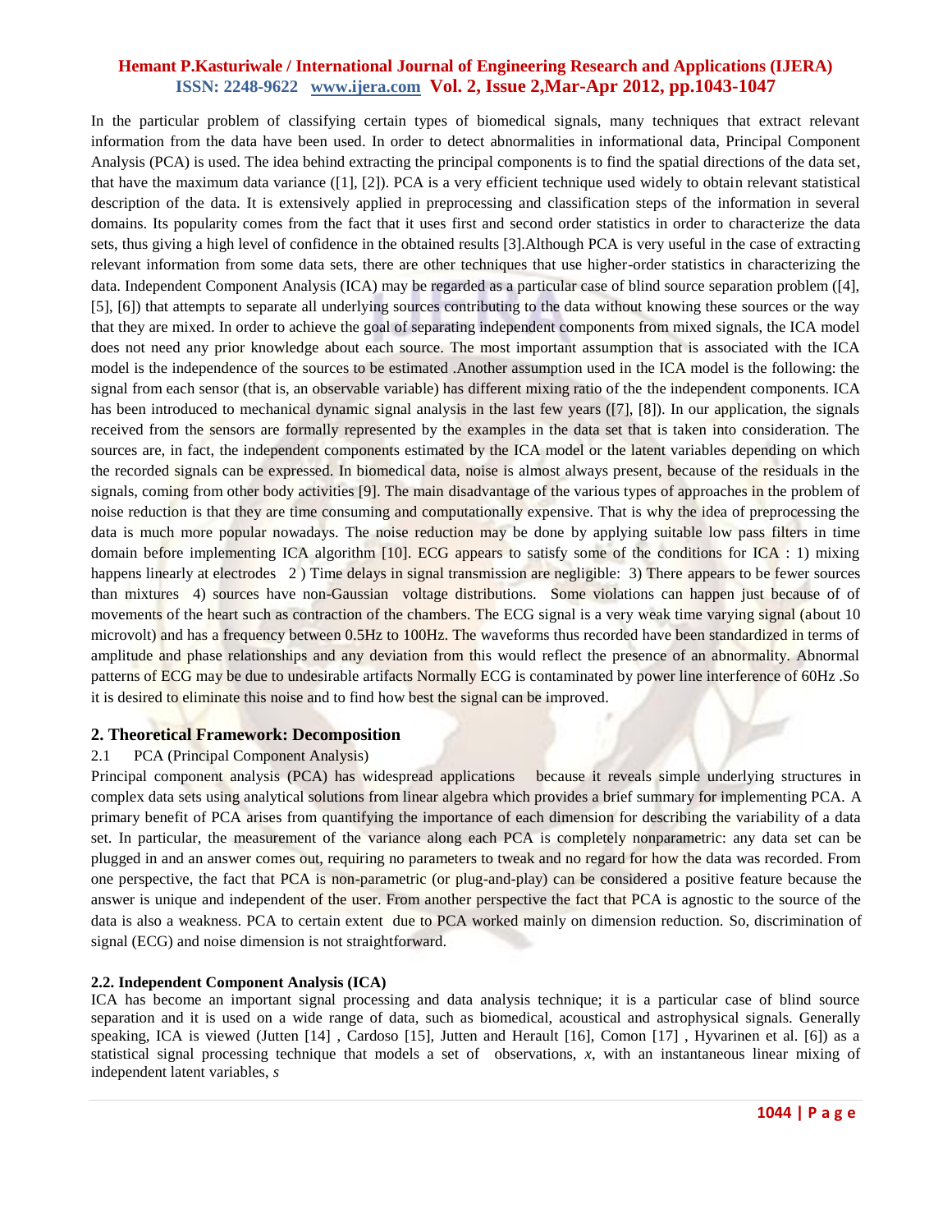In the particular problem of classifying certain types of biomedical signals, many techniques that extract relevant information from the data have been used. In order to detect abnormalities in informational data, Principal Component Analysis (PCA) is used. The idea behind extracting the principal components is to find the spatial directions of the data set, that have the maximum data variance ([1], [2]). PCA is a very efficient technique used widely to obtain relevant statistical description of the data. It is extensively applied in preprocessing and classification steps of the information in several domains. Its popularity comes from the fact that it uses first and second order statistics in order to characterize the data sets, thus giving a high level of confidence in the obtained results [3].Although PCA is very useful in the case of extracting relevant information from some data sets, there are other techniques that use higher-order statistics in characterizing the data. Independent Component Analysis (ICA) may be regarded as a particular case of blind source separation problem ([4], [5], [6]) that attempts to separate all underlying sources contributing to the data without knowing these sources or the way that they are mixed. In order to achieve the goal of separating independent components from mixed signals, the ICA model does not need any prior knowledge about each source. The most important assumption that is associated with the ICA model is the independence of the sources to be estimated .Another assumption used in the ICA model is the following: the signal from each sensor (that is, an observable variable) has different mixing ratio of the the independent components. ICA has been introduced to mechanical dynamic signal analysis in the last few years ([7], [8]). In our application, the signals received from the sensors are formally represented by the examples in the data set that is taken into consideration. The sources are, in fact, the independent components estimated by the ICA model or the latent variables depending on which the recorded signals can be expressed. In biomedical data, noise is almost always present, because of the residuals in the signals, coming from other body activities [9]. The main disadvantage of the various types of approaches in the problem of noise reduction is that they are time consuming and computationally expensive. That is why the idea of preprocessing the data is much more popular nowadays. The noise reduction may be done by applying suitable low pass filters in time domain before implementing ICA algorithm [10]. ECG appears to satisfy some of the conditions for ICA : 1) mixing happens linearly at electrodes 2 ) Time delays in signal transmission are negligible: 3) There appears to be fewer sources than mixtures 4) sources have non-Gaussian voltage distributions. Some violations can happen just because of of movements of the heart such as contraction of the chambers. The ECG signal is a very weak time varying signal (about 10 microvolt) and has a frequency between 0.5Hz to 100Hz. The waveforms thus recorded have been standardized in terms of amplitude and phase relationships and any deviation from this would reflect the presence of an abnormality. Abnormal patterns of ECG may be due to undesirable artifacts Normally ECG is contaminated by power line interference of 60Hz .So it is desired to eliminate this noise and to find how best the signal can be improved.

## 2. Theoretical Framework: Decomposition

### 2.1 PCA (Principal Component Analysis)

Principal component analysis (PCA) has widespread applications because it reveals simple underlying structures in complex data sets using analytical solutions from linear algebra which provides a brief summary for implementing PCA. A primary benefit of PCA arises from quantifying the importance of each dimension for describing the variability of a data set. In particular, the measurement of the variance along each PCA is completely nonparametric: any data set can be plugged in and an answer comes out, requiring no parameters to tweak and no regard for how the data was recorded. From one perspective, the fact that PCA is non-parametric (or plug-and-play) can be considered a positive feature because the answer is unique and independent of the user. From another perspective the fact that PCA is agnostic to the source of the data is also a weakness. PCA to certain extent due to PCA worked mainly on dimension reduction. So, discrimination of signal (ECG) and noise dimension is not straightforward.

### 2.2. Independent Component Analysis (ICA)

ICA has become an important signal processing and data analysis technique; it is a particular case of blind source separation and it is used on a wide range of data, such as biomedical, acoustical and astrophysical signals. Generally speaking, ICA is viewed (Jutten [14] , Cardoso [15], Jutten and Herault [16], Comon [17] , Hyvarinen et al. [6]) as a statistical signal processing technique that models a set of observations, $x$, with an instantaneous linear mixing of independent latent variables, $s$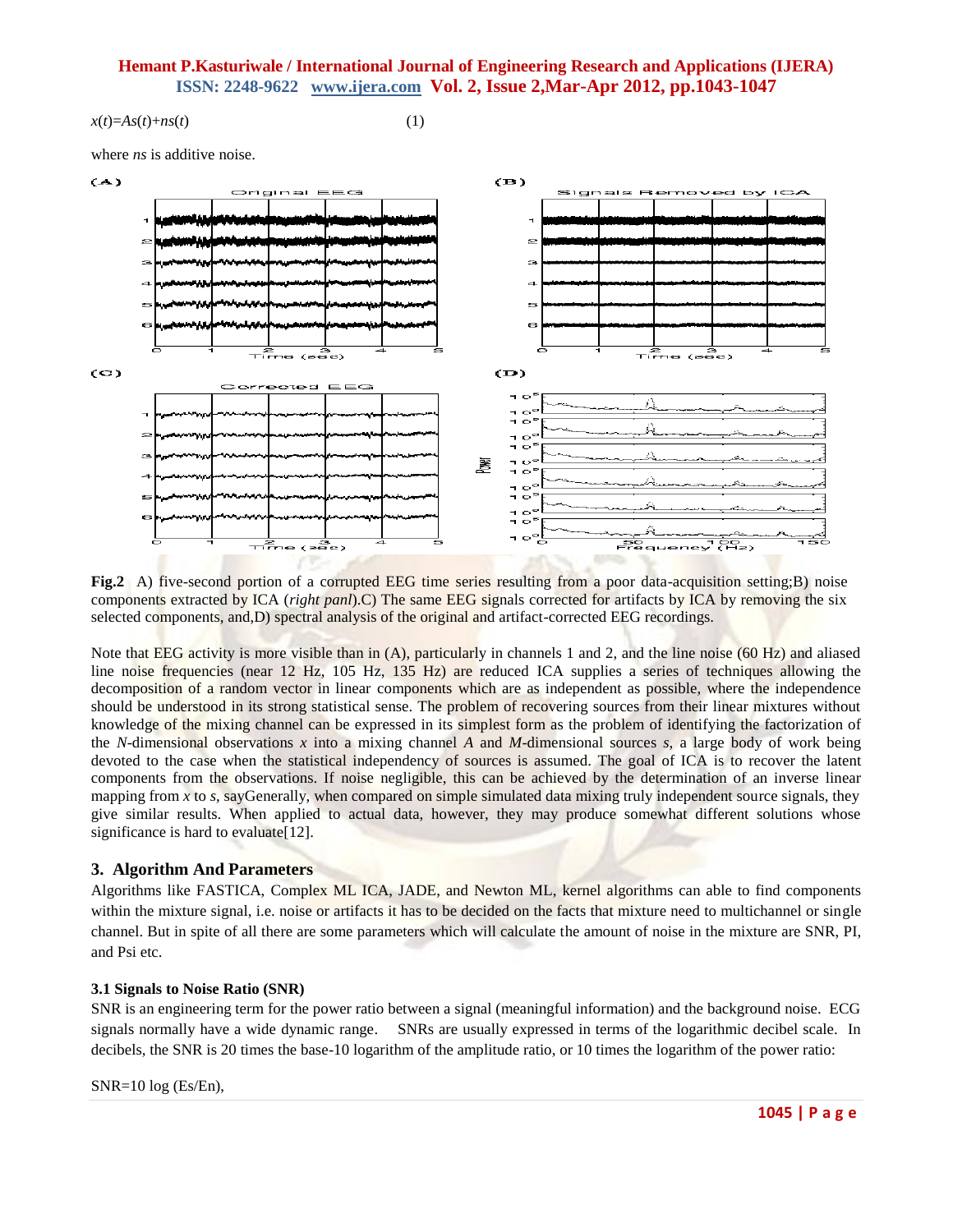$x(t)=As(t)+ns(t)$ (1)

where *ns* is additive noise.

**Fig.2** A) five-second portion of a corrupted EEG time series resulting from a poor data-acquisition setting;B) noise components extracted by ICA (*right panl*).C) The same EEG signals corrected for artifacts by ICA by removing the six selected components, and,D) spectral analysis of the original and artifact-corrected EEG recordings.

Note that EEG activity is more visible than in (A), particularly in channels 1 and 2, and the line noise (60 Hz) and aliased line noise frequencies (near 12 Hz, 105 Hz, 135 Hz) are reduced ICA supplies a series of techniques allowing the decomposition of a random vector in linear components which are as independent as possible, where the independence should be understood in its strong statistical sense. The problem of recovering sources from their linear mixtures without knowledge of the mixing channel can be expressed in its simplest form as the problem of identifying the factorization of the *N*-dimensional observations *x* into a mixing channel *A* and *M*-dimensional sources *s*, a large body of work being devoted to the case when the statistical independency of sources is assumed. The goal of ICA is to recover the latent components from the observations. If noise negligible, this can be achieved by the determination of an inverse linear mapping from *x* to *s*, sayGenerally, when compared on simple simulated data mixing truly independent source signals, they give similar results. When applied to actual data, however, they may produce somewhat different solutions whose significance is hard to evaluate[12].

## 3. Algorithm And Parameters

Algorithms like FASTICA, Complex ML ICA, JADE, and Newton ML, kernel algorithms can able to find components within the mixture signal, i.e. noise or artifacts it has to be decided on the facts that mixture need to multichannel or single channel. But in spite of all there are some parameters which will calculate the amount of noise in the mixture are SNR, PI, and Psi etc.

### 3.1 Signals to Noise Ratio (SNR)

SNR is an engineering term for the power ratio between a signal (meaningful information) and the background noise. ECG signals normally have a wide dynamic range. SNRs are usually expressed in terms of the logarithmic decibel scale. In decibels, the SNR is 20 times the base-10 logarithm of the amplitude ratio, or 10 times the logarithm of the power ratio:

$SNR=10 \log (Es/En)$,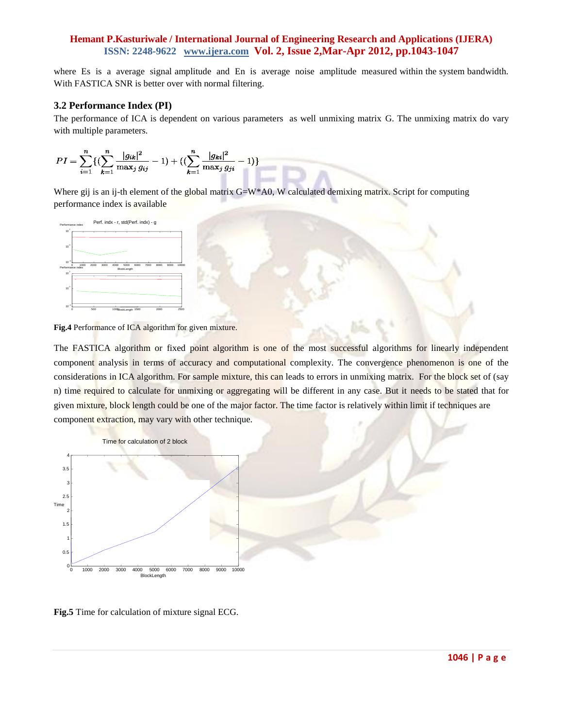where Es is a average signal amplitude and En is average noise amplitude measured within the system bandwidth. With FASTICA SNR is better over with normal filtering.

### 3.2 Performance Index (PI)

The performance of ICA is dependent on various parameters as well unmixing matrix G. The unmixing matrix do vary with multiple parameters.

$$PI = \sum_{i=1}^{n} \{ (\sum_{k=1}^{n} \frac{|g_{ik}|^2}{\max_j g_{ij}} - 1) + ((\sum_{k=1}^{n} \frac{|g_{ki}|^2}{\max_j g_{ji}} - 1) \}$$

Where gij is an ij-th element of the global matrix G=W*A0, W calculated demixing matrix. Script for computing performance index is available

**Fig.4** Performance of ICA algorithm for given mixture.

The FASTICA algorithm or fixed point algorithm is one of the most successful algorithms for linearly independent component analysis in terms of accuracy and computational complexity. The convergence phenomenon is one of the considerations in ICA algorithm. For sample mixture, this can leads to errors in unmixing matrix. For the block set of (say n) time required to calculate for unmixing or aggregating will be different in any case. But it needs to be stated that for given mixture, block length could be one of the major factor. The time factor is relatively within limit if techniques are component extraction, may vary with other technique.

**Fig.5** Time for calculation of mixture signal ECG.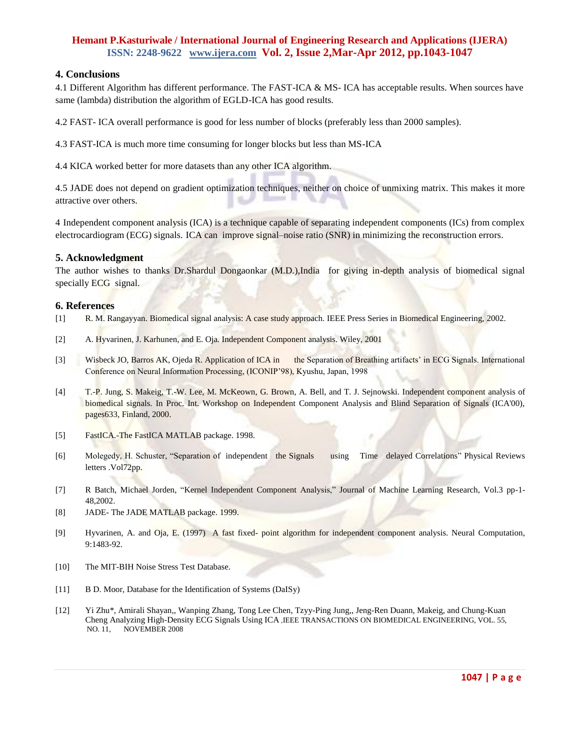## 4. Conclusions

4.1 Different Algorithm has different performance. The FAST-ICA & MS- ICA has acceptable results. When sources have same (lambda) distribution the algorithm of EGLD-ICA has good results.

4.2 FAST- ICA overall performance is good for less number of blocks (preferably less than 2000 samples).

4.3 FAST-ICA is much more time consuming for longer blocks but less than MS-ICA

4.4 KICA worked better for more datasets than any other ICA algorithm.

4.5 JADE does not depend on gradient optimization techniques, neither on choice of unmixing matrix. This makes it more attractive over others.

4 Independent component analysis (ICA) is a technique capable of separating independent components (ICs) from complex electrocardiogram (ECG) signals. ICA can improve signal–noise ratio (SNR) in minimizing the reconstruction errors.

## 5. Acknowledgment

The author wishes to thanks Dr.Shardul Dongaonkar (M.D.),India for giving in-depth analysis of biomedical signal specially ECG signal.

## 6. References

[1] R. M. Rangayyan. Biomedical signal analysis: A case study approach. IEEE Press Series in Biomedical Engineering, 2002.

[2] A. Hyvarinen, J. Karhunen, and E. Oja. Independent Component analysis. Wiley, 2001

[3] Wisbeck JO, Barros AK, Ojeda R. Application of ICA in the Separation of Breathing artifacts' in ECG Signals. International Conference on Neural Information Processing, (ICONIP'98), Kyushu, Japan, 1998

[4] T.-P. Jung, S. Makeig, T.-W. Lee, M. McKeown, G. Brown, A. Bell, and T. J. Sejnowski. Independent component analysis of biomedical signals. In Proc. Int. Workshop on Independent Component Analysis and Blind Separation of Signals (ICA'00), pages633, Finland, 2000.

[5] FastICA.-The FastICA MATLAB package. 1998.

[6] Molegedy, H. Schuster, "Separation of independent the Signals using Time delayed Correlations" Physical Reviews letters .Vol72pp.

[7] R Batch, Michael Jorden, "Kernel Independent Component Analysis," Journal of Machine Learning Research, Vol.3 pp-1-48,2002.

[8] JADE- The JADE MATLAB package. 1999.

[9] Hyvarinen, A. and Oja, E. (1997) A fast fixed- point algorithm for independent component analysis. Neural Computation, 9:1483-92.

[10] The MIT-BIH Noise Stress Test Database.

[11] B D. Moor, Database for the Identification of Systems (DaISy)

[12] Yi Zhu*, Amirali Shayan,, Wanping Zhang, Tong Lee Chen, Tzyy-Ping Jung,, Jeng-Ren Duann, Makeig, and Chung-Kuan Cheng Analyzing High-Density ECG Signals Using ICA ,IEEE TRANSACTIONS ON BIOMEDICAL ENGINEERING, VOL. 55, NO. 11, NOVEMBER 2008